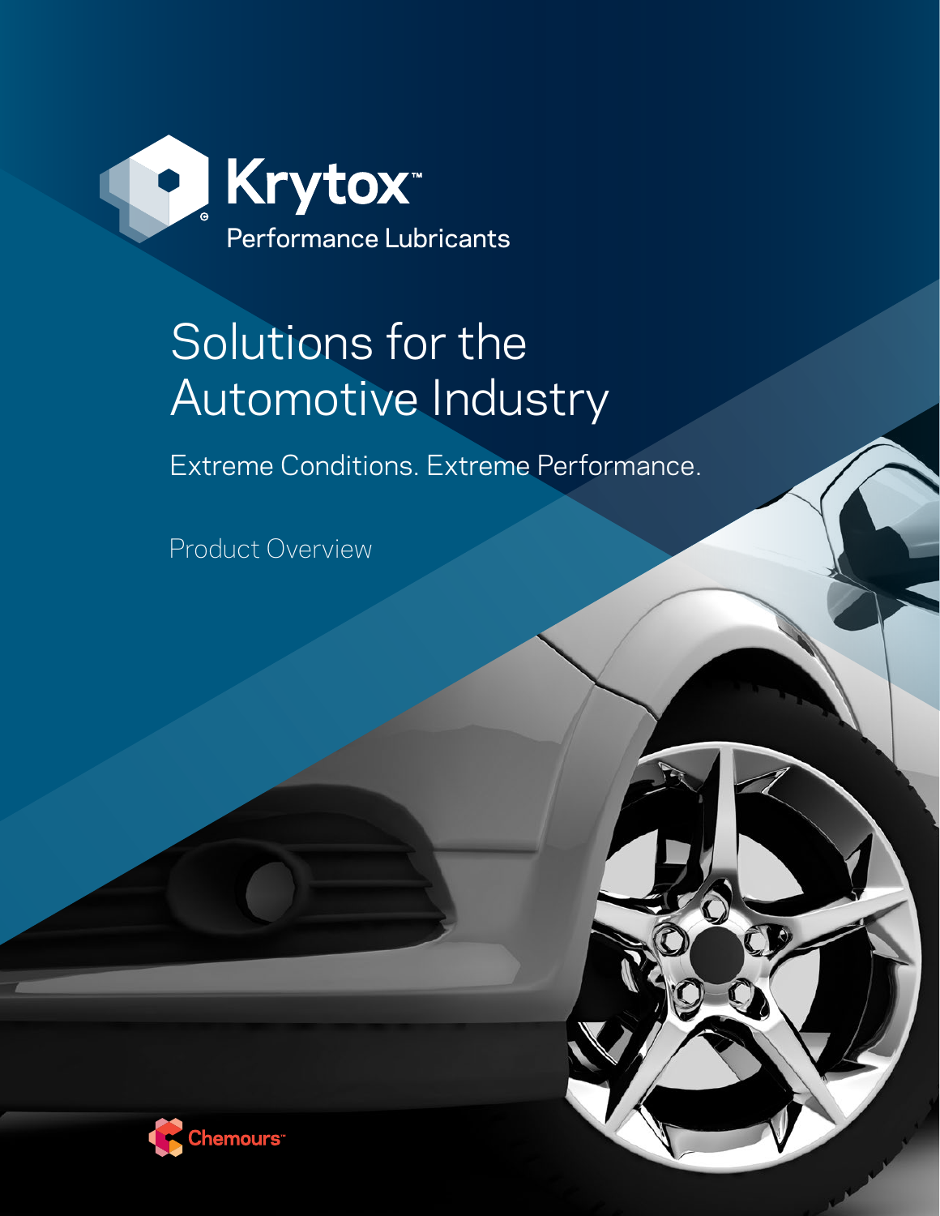Krytox™

Performance Lubricants

# Solutions for the Automotive Industry

## Extreme Conditions. Extreme Performance.

Product Overview

Chemours™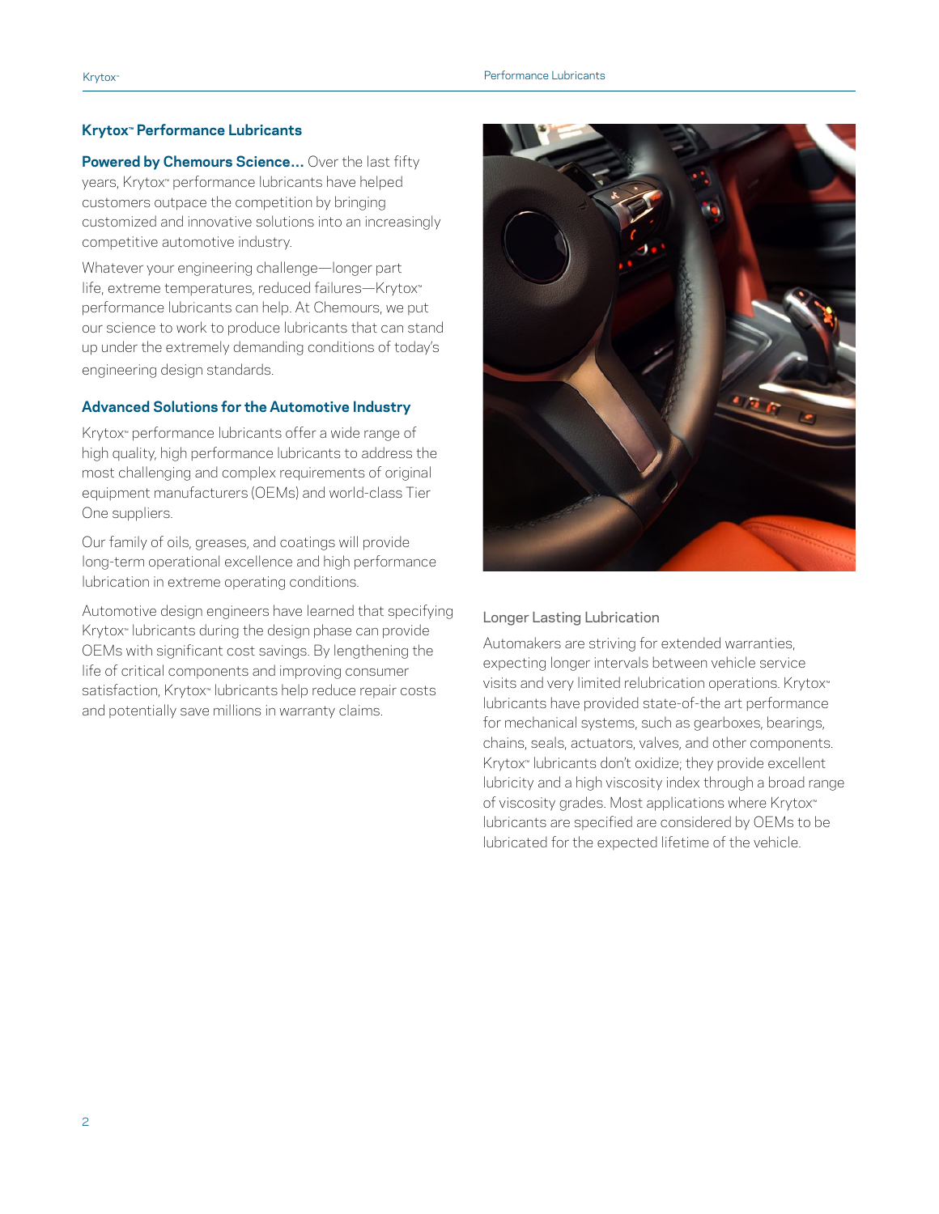## Krytox™ Performance Lubricants

**Powered by Chemours Science...** Over the last fifty years, Krytox™ performance lubricants have helped customers outpace the competition by bringing customized and innovative solutions into an increasingly competitive automotive industry.

Whatever your engineering challenge—longer part life, extreme temperatures, reduced failures—Krytox™ performance lubricants can help. At Chemours, we put our science to work to produce lubricants that can stand up under the extremely demanding conditions of today's engineering design standards.

### Advanced Solutions for the Automotive Industry

Krytox™ performance lubricants offer a wide range of high quality, high performance lubricants to address the most challenging and complex requirements of original equipment manufacturers (OEMs) and world-class Tier One suppliers.

Our family of oils, greases, and coatings will provide long-term operational excellence and high performance lubrication in extreme operating conditions.

Automotive design engineers have learned that specifying Krytox™ lubricants during the design phase can provide OEMs with significant cost savings. By lengthening the life of critical components and improving consumer satisfaction, Krytox™ lubricants help reduce repair costs and potentially save millions in warranty claims.

### Longer Lasting Lubrication

Automakers are striving for extended warranties, expecting longer intervals between vehicle service visits and very limited relubrication operations. Krytox™ lubricants have provided state-of-the art performance for mechanical systems, such as gearboxes, bearings, chains, seals, actuators, valves, and other components. Krytox™ lubricants don't oxidize; they provide excellent lubricity and a high viscosity index through a broad range of viscosity grades. Most applications where Krytox™ lubricants are specified are considered by OEMs to be lubricated for the expected lifetime of the vehicle.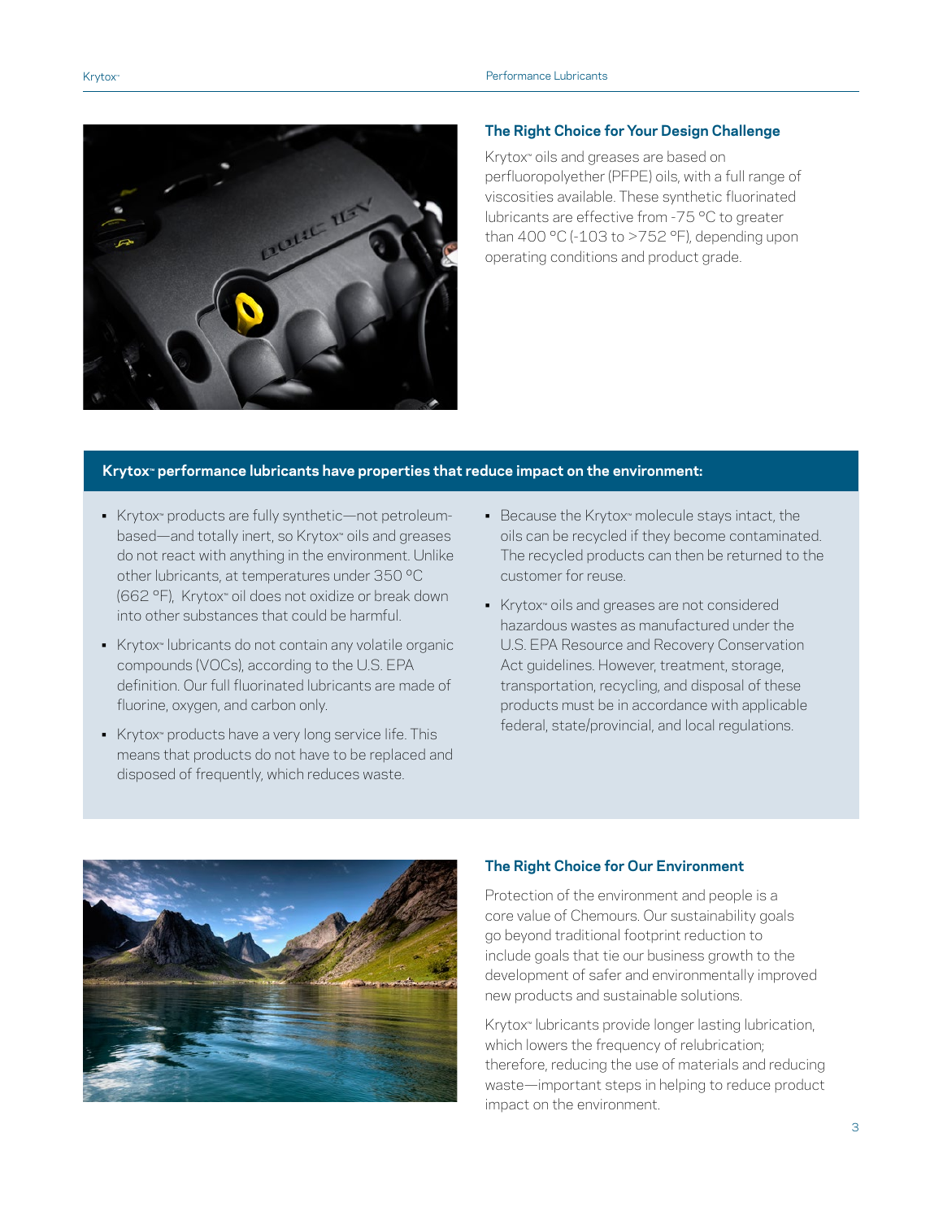## The Right Choice for Your Design Challenge

Krytox™ oils and greases are based on perfluoropolyether (PFPE) oils, with a full range of viscosities available. These synthetic fluorinated lubricants are effective from -75 °C to greater than 400 °C (-103 to >752 °F), depending upon operating conditions and product grade.

**Krytox™ performance lubricants have properties that reduce impact on the environment:**

- Krytox™ products are fully synthetic—not petroleum-based—and totally inert, so Krytox™ oils and greases do not react with anything in the environment. Unlike other lubricants, at temperatures under 350 °C (662 °F), Krytox™ oil does not oxidize or break down into other substances that could be harmful.
- Krytox™ lubricants do not contain any volatile organic compounds (VOCs), according to the U.S. EPA definition. Our full fluorinated lubricants are made of fluorine, oxygen, and carbon only.
- Krytox™ products have a very long service life. This means that products do not have to be replaced and disposed of frequently, which reduces waste.
- Because the Krytox™ molecule stays intact, the oils can be recycled if they become contaminated. The recycled products can then be returned to the customer for reuse.
- Krytox™ oils and greases are not considered hazardous wastes as manufactured under the U.S. EPA Resource and Recovery Conservation Act guidelines. However, treatment, storage, transportation, recycling, and disposal of these products must be in accordance with applicable federal, state/provincial, and local regulations.

## The Right Choice for Our Environment

Protection of the environment and people is a core value of Chemours. Our sustainability goals go beyond traditional footprint reduction to include goals that tie our business growth to the development of safer and environmentally improved new products and sustainable solutions.

Krytox™ lubricants provide longer lasting lubrication, which lowers the frequency of relubrication; therefore, reducing the use of materials and reducing waste—important steps in helping to reduce product impact on the environment.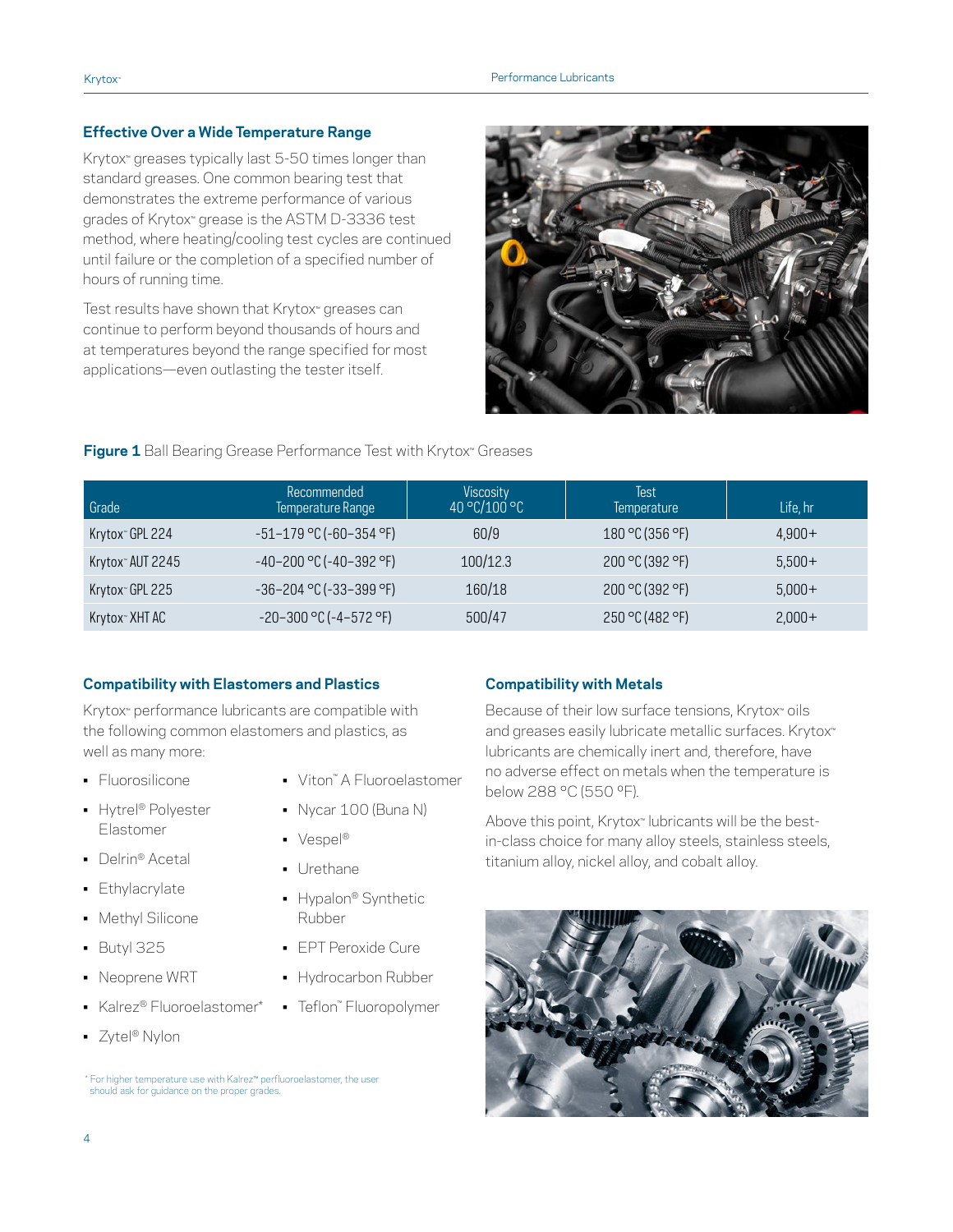## Effective Over a Wide Temperature Range

Krytox™ greases typically last 5-50 times longer than standard greases. One common bearing test that demonstrates the extreme performance of various grades of Krytox™ grease is the ASTM D-3336 test method, where heating/cooling test cycles are continued until failure or the completion of a specified number of hours of running time.

Test results have shown that Krytox™ greases can continue to perform beyond thousands of hours and at temperatures beyond the range specified for most applications—even outlasting the tester itself.

**Figure 1** Ball Bearing Grease Performance Test with Krytox™ Greases

| Grade | Recommended Temperature Range | Viscosity 40 °C/100 °C | Test Temperature | Life, hr |
|---|---|---|---|---|
| Krytox™ GPL 224 | -51–179 °C (-60–354 °F) | 60/9 | 180 °C (356 °F) | 4,900+ |
| Krytox™ AUT 2245 | -40–200 °C (-40–392 °F) | 100/12.3 | 200 °C (392 °F) | 5,500+ |
| Krytox™ GPL 225 | -36–204 °C (-33–399 °F) | 160/18 | 200 °C (392 °F) | 5,000+ |
| Krytox™ XHT AC | -20–300 °C (-4–572 °F) | 500/47 | 250 °C (482 °F) | 2,000+ |

## Compatibility with Elastomers and Plastics

Krytox™ performance lubricants are compatible with the following common elastomers and plastics, as well as many more:

- Fluorosilicone
- Hytrel® Polyester Elastomer
- Delrin® Acetal
- Ethylacrylate
- Methyl Silicone
- Butyl 325
- Neoprene WRT
- Kalrez® Fluoroelastomer*
- Zytel® Nylon
- Viton™ A Fluoroelastomer
- Nycar 100 (Buna N)
- Vespel®
- Urethane
- Hypalon® Synthetic Rubber
- EPT Peroxide Cure
- Hydrocarbon Rubber
- Teflon™ Fluoropolymer

\* For higher temperature use with Kalrez™ perfluoroelastomer, the user should ask for guidance on the proper grades.

## Compatibility with Metals

Because of their low surface tensions, Krytox™ oils and greases easily lubricate metallic surfaces. Krytox™ lubricants are chemically inert and, therefore, have no adverse effect on metals when the temperature is below 288 °C (550 °F).

Above this point, Krytox™ lubricants will be the best-in-class choice for many alloy steels, stainless steels, titanium alloy, nickel alloy, and cobalt alloy.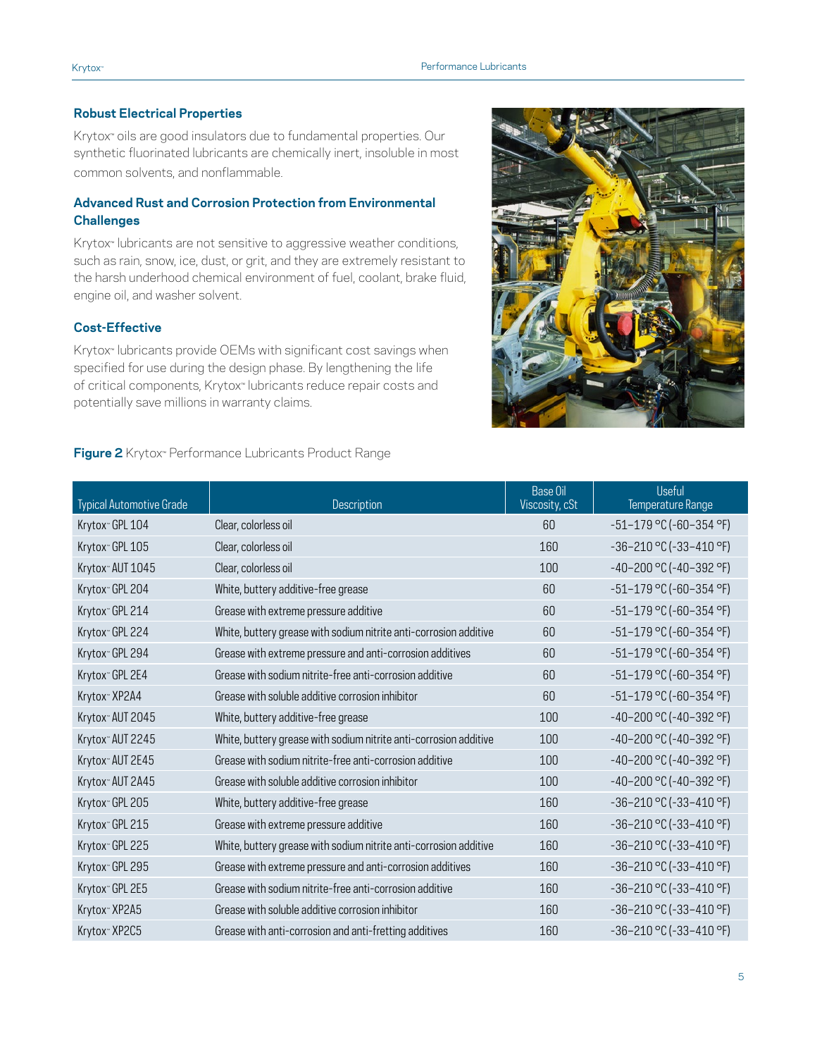### Robust Electrical Properties

Krytox™ oils are good insulators due to fundamental properties. Our synthetic fluorinated lubricants are chemically inert, insoluble in most common solvents, and nonflammable.

### Advanced Rust and Corrosion Protection from Environmental Challenges

Krytox™ lubricants are not sensitive to aggressive weather conditions, such as rain, snow, ice, dust, or grit, and they are extremely resistant to the harsh underhood chemical environment of fuel, coolant, brake fluid, engine oil, and washer solvent.

### Cost-Effective

Krytox™ lubricants provide OEMs with significant cost savings when specified for use during the design phase. By lengthening the life of critical components, Krytox™ lubricants reduce repair costs and potentially save millions in warranty claims.

**Figure 2** Krytox™ Performance Lubricants Product Range

| Typical Automotive Grade | Description | Base Oil Viscosity, cSt | Useful Temperature Range |
|---|---|---|---|
| Krytox™ GPL 104 | Clear, colorless oil | 60 | -51–179 °C (-60–354 °F) |
| Krytox™ GPL 105 | Clear, colorless oil | 160 | -36–210 °C (-33–410 °F) |
| Krytox™ AUT 1045 | Clear, colorless oil | 100 | -40–200 °C (-40–392 °F) |
| Krytox™ GPL 204 | White, buttery additive-free grease | 60 | -51–179 °C (-60–354 °F) |
| Krytox™ GPL 214 | Grease with extreme pressure additive | 60 | -51–179 °C (-60–354 °F) |
| Krytox™ GPL 224 | White, buttery grease with sodium nitrite anti-corrosion additive | 60 | -51–179 °C (-60–354 °F) |
| Krytox™ GPL 294 | Grease with extreme pressure and anti-corrosion additives | 60 | -51–179 °C (-60–354 °F) |
| Krytox™ GPL 2E4 | Grease with sodium nitrite-free anti-corrosion additive | 60 | -51–179 °C (-60–354 °F) |
| Krytox™ XP2A4 | Grease with soluble additive corrosion inhibitor | 60 | -51–179 °C (-60–354 °F) |
| Krytox™ AUT 2045 | White, buttery additive-free grease | 100 | -40–200 °C (-40–392 °F) |
| Krytox™ AUT 2245 | White, buttery grease with sodium nitrite anti-corrosion additive | 100 | -40–200 °C (-40–392 °F) |
| Krytox™ AUT 2E45 | Grease with sodium nitrite-free anti-corrosion additive | 100 | -40–200 °C (-40–392 °F) |
| Krytox™ AUT 2A45 | Grease with soluble additive corrosion inhibitor | 100 | -40–200 °C (-40–392 °F) |
| Krytox™ GPL 205 | White, buttery additive-free grease | 160 | -36–210 °C (-33–410 °F) |
| Krytox™ GPL 215 | Grease with extreme pressure additive | 160 | -36–210 °C (-33–410 °F) |
| Krytox™ GPL 225 | White, buttery grease with sodium nitrite anti-corrosion additive | 160 | -36–210 °C (-33–410 °F) |
| Krytox™ GPL 295 | Grease with extreme pressure and anti-corrosion additives | 160 | -36–210 °C (-33–410 °F) |
| Krytox™ GPL 2E5 | Grease with sodium nitrite-free anti-corrosion additive | 160 | -36–210 °C (-33–410 °F) |
| Krytox™ XP2A5 | Grease with soluble additive corrosion inhibitor | 160 | -36–210 °C (-33–410 °F) |
| Krytox™ XP2C5 | Grease with anti-corrosion and anti-fretting additives | 160 | -36–210 °C (-33–410 °F) |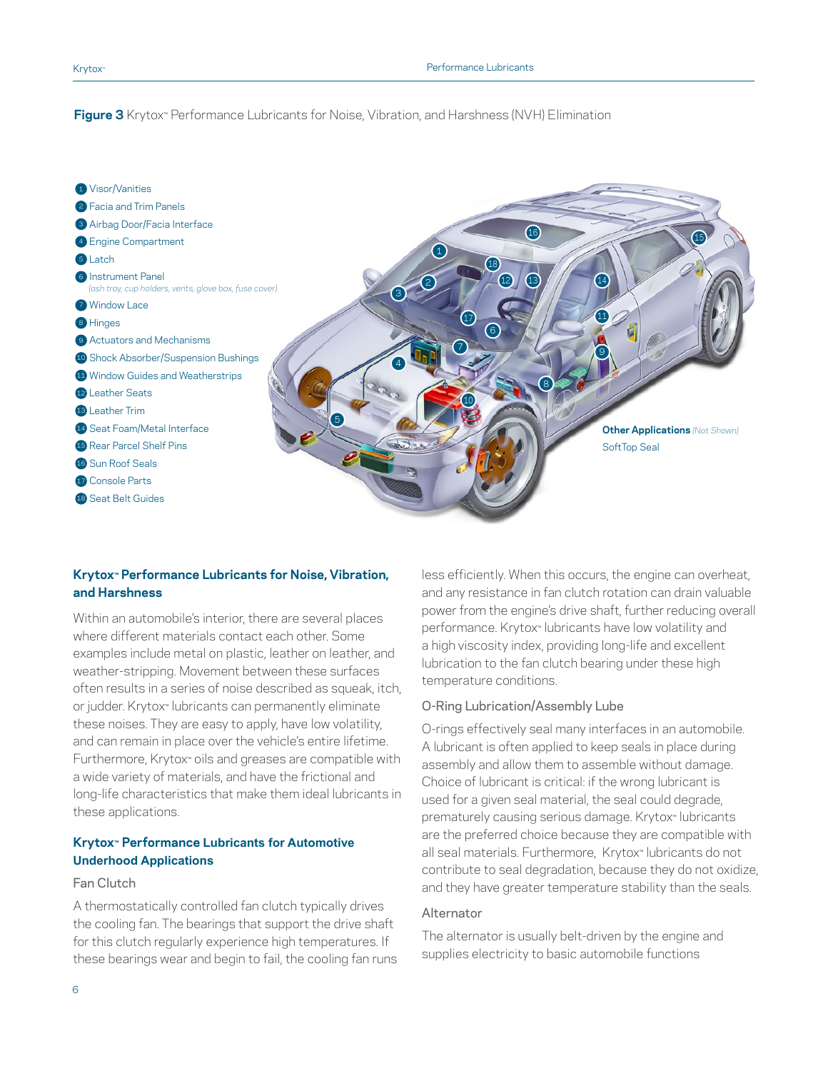**Figure 3** Krytox™ Performance Lubricants for Noise, Vibration, and Harshness (NVH) Elimination

1. Visor/Vanities
2. Facia and Trim Panels
3. Airbag Door/Facia Interface
4. Engine Compartment
5. Latch
6. Instrument Panel *(ash tray, cup holders, vents, glove box, fuse cover)*
7. Window Lace
8. Hinges
9. Actuators and Mechanisms
10. Shock Absorber/Suspension Bushings
11. Window Guides and Weatherstrips
12. Leather Seats
13. Leather Trim
14. Seat Foam/Metal Interface
15. Rear Parcel Shelf Pins
16. Sun Roof Seals
17. Console Parts
18. Seat Belt Guides

**Other Applications** *(Not Shown)*
SoftTop Seal

## Krytox™ Performance Lubricants for Noise, Vibration, and Harshness

Within an automobile's interior, there are several places where different materials contact each other. Some examples include metal on plastic, leather on leather, and weather-stripping. Movement between these surfaces often results in a series of noise described as squeak, itch, or judder. Krytox™ lubricants can permanently eliminate these noises. They are easy to apply, have low volatility, and can remain in place over the vehicle's entire lifetime. Furthermore, Krytox™ oils and greases are compatible with a wide variety of materials, and have the frictional and long-life characteristics that make them ideal lubricants in these applications.

## Krytox™ Performance Lubricants for Automotive Underhood Applications

### Fan Clutch

A thermostatically controlled fan clutch typically drives the cooling fan. The bearings that support the drive shaft for this clutch regularly experience high temperatures. If these bearings wear and begin to fail, the cooling fan runs less efficiently. When this occurs, the engine can overheat, and any resistance in fan clutch rotation can drain valuable power from the engine's drive shaft, further reducing overall performance. Krytox™ lubricants have low volatility and a high viscosity index, providing long-life and excellent lubrication to the fan clutch bearing under these high temperature conditions.

### O-Ring Lubrication/Assembly Lube

O-rings effectively seal many interfaces in an automobile. A lubricant is often applied to keep seals in place during assembly and allow them to assemble without damage. Choice of lubricant is critical: if the wrong lubricant is used for a given seal material, the seal could degrade, prematurely causing serious damage. Krytox™ lubricants are the preferred choice because they are compatible with all seal materials. Furthermore, Krytox™ lubricants do not contribute to seal degradation, because they do not oxidize, and they have greater temperature stability than the seals.

### Alternator

The alternator is usually belt-driven by the engine and supplies electricity to basic automobile functions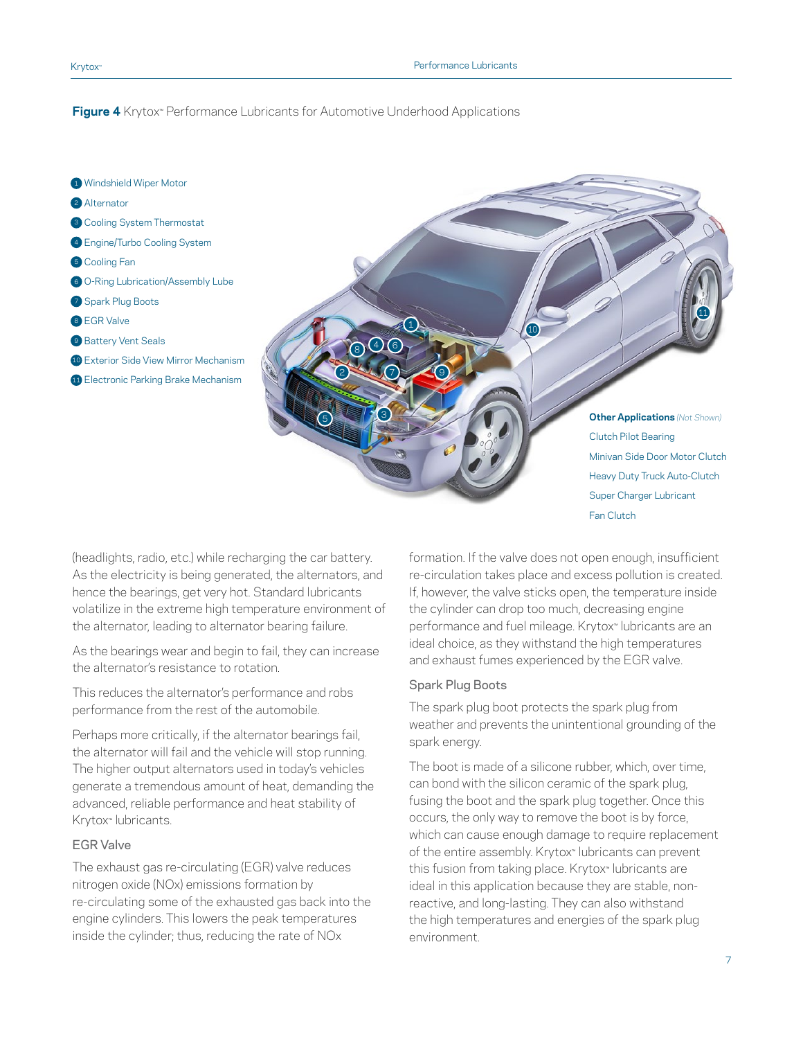**Figure 4** Krytox™ Performance Lubricants for Automotive Underhood Applications

1. Windshield Wiper Motor
2. Alternator
3. Cooling System Thermostat
4. Engine/Turbo Cooling System
5. Cooling Fan
6. O-Ring Lubrication/Assembly Lube
7. Spark Plug Boots
8. EGR Valve
9. Battery Vent Seals
10. Exterior Side View Mirror Mechanism
11. Electronic Parking Brake Mechanism

**Other Applications** *(Not Shown)*

- Clutch Pilot Bearing
- Minivan Side Door Motor Clutch
- Heavy Duty Truck Auto-Clutch
- Super Charger Lubricant
- Fan Clutch

(headlights, radio, etc.) while recharging the car battery. As the electricity is being generated, the alternators, and hence the bearings, get very hot. Standard lubricants volatilize in the extreme high temperature environment of the alternator, leading to alternator bearing failure.

As the bearings wear and begin to fail, they can increase the alternator's resistance to rotation.

This reduces the alternator's performance and robs performance from the rest of the automobile.

Perhaps more critically, if the alternator bearings fail, the alternator will fail and the vehicle will stop running. The higher output alternators used in today's vehicles generate a tremendous amount of heat, demanding the advanced, reliable performance and heat stability of Krytox™ lubricants.

### EGR Valve

The exhaust gas re-circulating (EGR) valve reduces nitrogen oxide (NOx) emissions formation by re-circulating some of the exhausted gas back into the engine cylinders. This lowers the peak temperatures inside the cylinder; thus, reducing the rate of NOx formation. If the valve does not open enough, insufficient re-circulation takes place and excess pollution is created. If, however, the valve sticks open, the temperature inside the cylinder can drop too much, decreasing engine performance and fuel mileage. Krytox™ lubricants are an ideal choice, as they withstand the high temperatures and exhaust fumes experienced by the EGR valve.

### Spark Plug Boots

The spark plug boot protects the spark plug from weather and prevents the unintentional grounding of the spark energy.

The boot is made of a silicone rubber, which, over time, can bond with the silicon ceramic of the spark plug, fusing the boot and the spark plug together. Once this occurs, the only way to remove the boot is by force, which can cause enough damage to require replacement of the entire assembly. Krytox™ lubricants can prevent this fusion from taking place. Krytox™ lubricants are ideal in this application because they are stable, non-reactive, and long-lasting. They can also withstand the high temperatures and energies of the spark plug environment.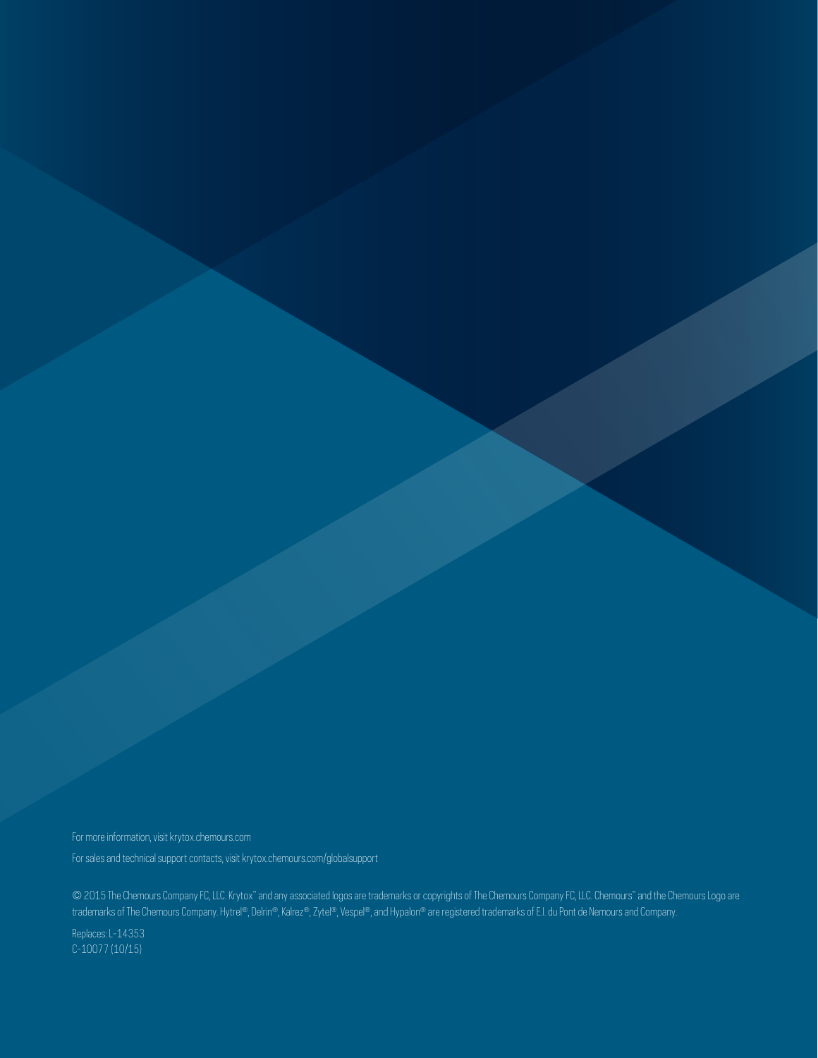For more information, visit krytox.chemours.com

For sales and technical support contacts, visit krytox.chemours.com/globalsupport

© 2015 The Chemours Company FC, LLC. Krytox™ and any associated logos are trademarks or copyrights of The Chemours Company FC, LLC. Chemours™ and the Chemours Logo are trademarks of The Chemours Company. Hytrel®, Delrin®, Kalrez®, Zytel®, Vespel®, and Hypalon® are registered trademarks of E.I. du Pont de Nemours and Company.

Replaces: L-14353
C-10077 (10/15)